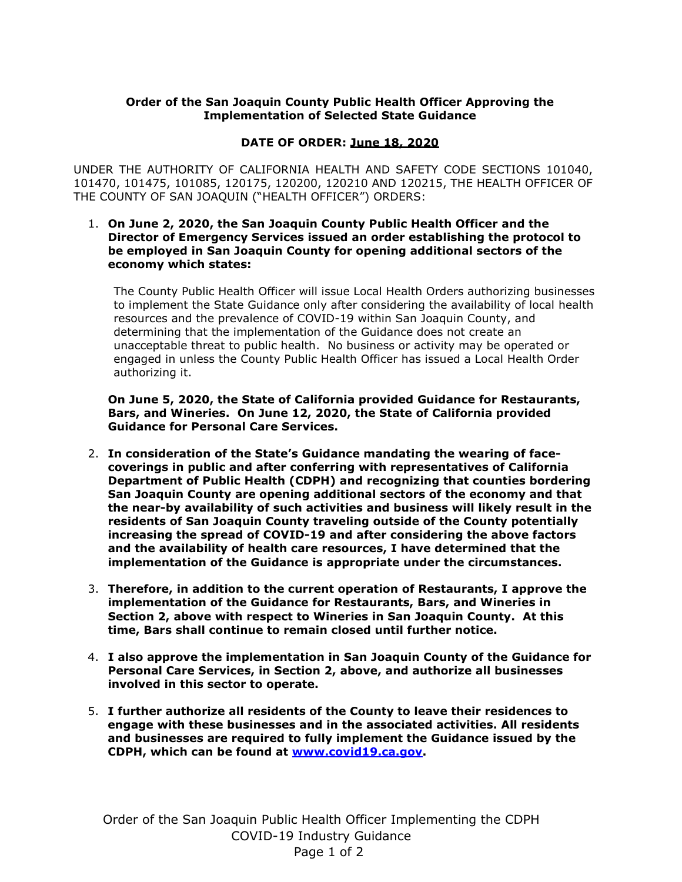**Order of the San Joaquin County Public Health Officer Approving the Implementation of Selected State Guidance**

**DATE OF ORDER: June 18, 2020**

UNDER THE AUTHORITY OF CALIFORNIA HEALTH AND SAFETY CODE SECTIONS 101040, 101470, 101475, 101085, 120175, 120200, 120210 AND 120215, THE HEALTH OFFICER OF THE COUNTY OF SAN JOAQUIN ("HEALTH OFFICER") ORDERS:

1. **On June 2, 2020, the San Joaquin County Public Health Officer and the Director of Emergency Services issued an order establishing the protocol to be employed in San Joaquin County for opening additional sectors of the economy which states:**

   The County Public Health Officer will issue Local Health Orders authorizing businesses to implement the State Guidance only after considering the availability of local health resources and the prevalence of COVID-19 within San Joaquin County, and determining that the implementation of the Guidance does not create an unacceptable threat to public health. No business or activity may be operated or engaged in unless the County Public Health Officer has issued a Local Health Order authorizing it.

   **On June 5, 2020, the State of California provided Guidance for Restaurants, Bars, and Wineries. On June 12, 2020, the State of California provided Guidance for Personal Care Services.**

2. **In consideration of the State's Guidance mandating the wearing of face-coverings in public and after conferring with representatives of California Department of Public Health (CDPH) and recognizing that counties bordering San Joaquin County are opening additional sectors of the economy and that the near-by availability of such activities and business will likely result in the residents of San Joaquin County traveling outside of the County potentially increasing the spread of COVID-19 and after considering the above factors and the availability of health care resources, I have determined that the implementation of the Guidance is appropriate under the circumstances.**

3. **Therefore, in addition to the current operation of Restaurants, I approve the implementation of the Guidance for Restaurants, Bars, and Wineries in Section 2, above with respect to Wineries in San Joaquin County. At this time, Bars shall continue to remain closed until further notice.**

4. **I also approve the implementation in San Joaquin County of the Guidance for Personal Care Services, in Section 2, above, and authorize all businesses involved in this sector to operate.**

5. **I further authorize all residents of the County to leave their residences to engage with these businesses and in the associated activities. All residents and businesses are required to fully implement the Guidance issued by the CDPH, which can be found at [www.covid19.ca.gov](www.covid19.ca.gov).**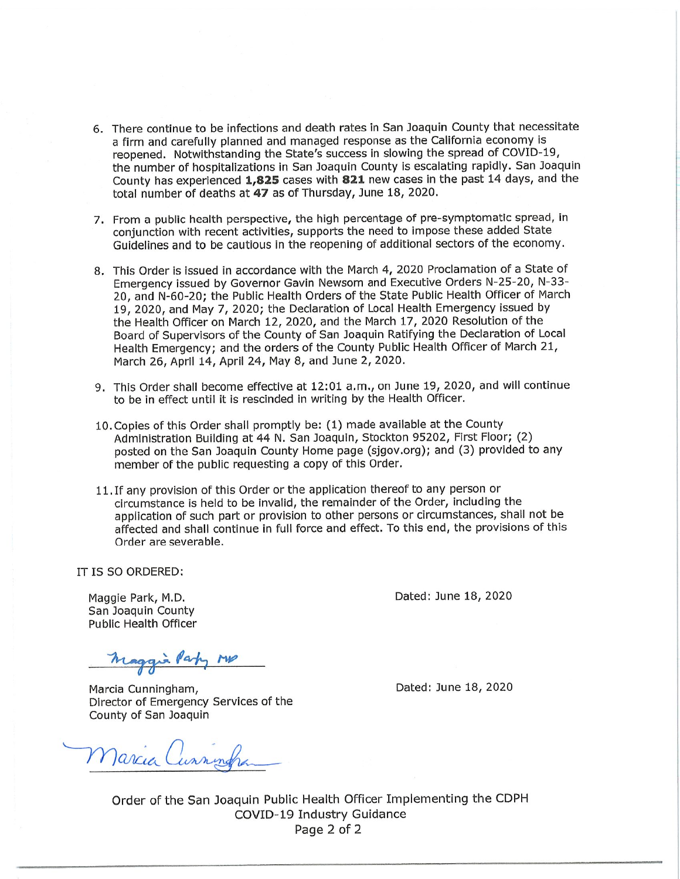6. There continue to be infections and death rates in San Joaquin County that necessitate a firm and carefully planned and managed response as the California economy is reopened. Notwithstanding the State's success in slowing the spread of COVID-19, the number of hospitalizations in San Joaquin County is escalating rapidly. San Joaquin County has experienced **1,825** cases with **821** new cases in the past 14 days, and the total number of deaths at **47** as of Thursday, June 18, 2020.

7. From a public health perspective, the high percentage of pre-symptomatic spread, in conjunction with recent activities, supports the need to impose these added State Guidelines and to be cautious in the reopening of additional sectors of the economy.

8. This Order is issued in accordance with the March 4, 2020 Proclamation of a State of Emergency issued by Governor Gavin Newsom and Executive Orders N-25-20, N-33-20, and N-60-20; the Public Health Orders of the State Public Health Officer of March 19, 2020, and May 7, 2020; the Declaration of Local Health Emergency issued by the Health Officer on March 12, 2020, and the March 17, 2020 Resolution of the Board of Supervisors of the County of San Joaquin Ratifying the Declaration of Local Health Emergency; and the orders of the County Public Health Officer of March 21, March 26, April 14, April 24, May 8, and June 2, 2020.

9. This Order shall become effective at 12:01 a.m., on June 19, 2020, and will continue to be in effect until it is rescinded in writing by the Health Officer.

10. Copies of this Order shall promptly be: (1) made available at the County Administration Building at 44 N. San Joaquin, Stockton 95202, First Floor; (2) posted on the San Joaquin County Home page (sjgov.org); and (3) provided to any member of the public requesting a copy of this Order.

11. If any provision of this Order or the application thereof to any person or circumstance is held to be invalid, the remainder of the Order, including the application of such part or provision to other persons or circumstances, shall not be affected and shall continue in full force and effect. To this end, the provisions of this Order are severable.

IT IS SO ORDERED:

Maggie Park, M.D.
San Joaquin County
Public Health Officer

Dated: June 18, 2020

Maggie Park MD

Marcia Cunningham,
Director of Emergency Services of the
County of San Joaquin

Dated: June 18, 2020

Marcia Cunningham

Order of the San Joaquin Public Health Officer Implementing the CDPH COVID-19 Industry Guidance